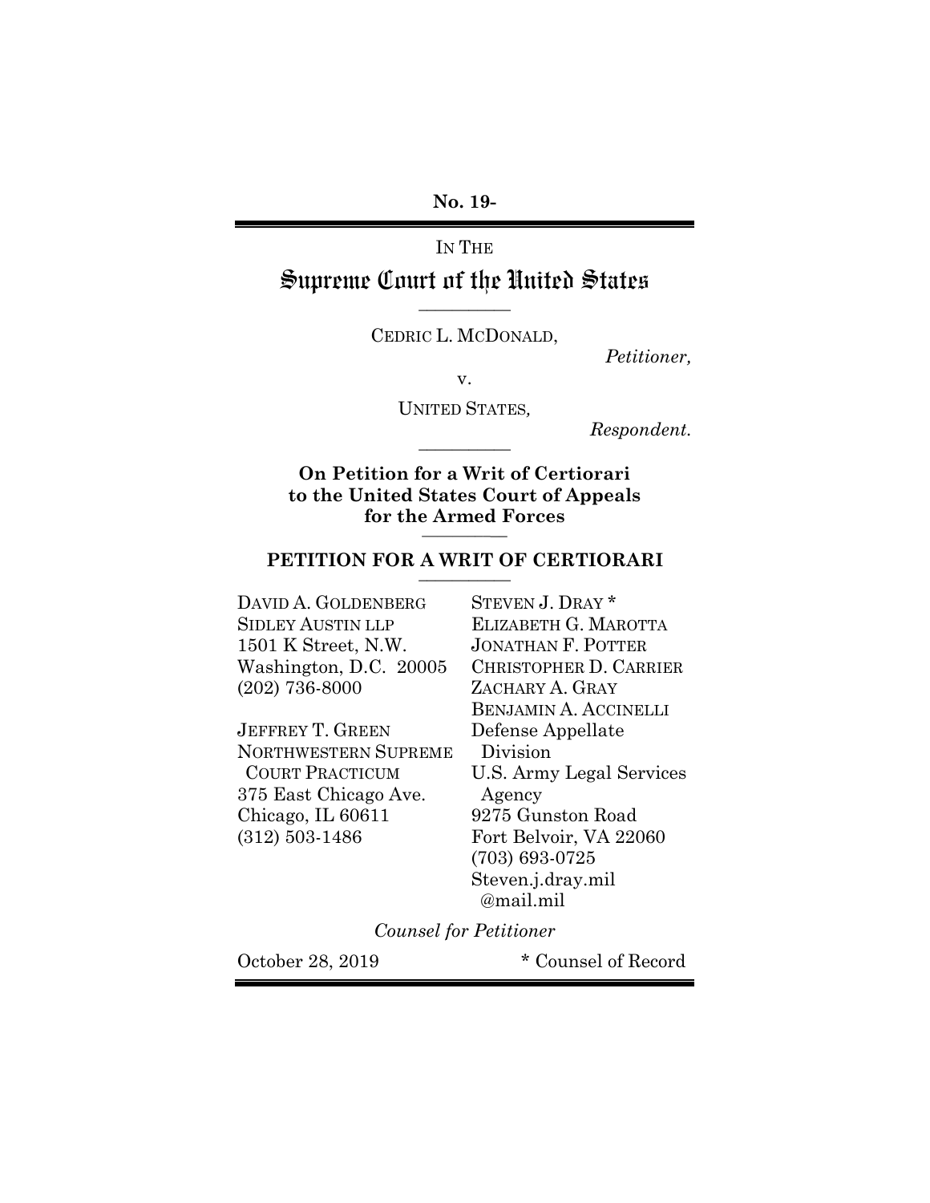**No. 19-**

IN THE

# Supreme Court of the United States

---

CEDRIC L. MCDONALD,

*Petitioner,*

v.

UNITED STATES,

*Respondent.*

---

**On Petition for a Writ of Certiorari to the United States Court of Appeals for the Armed Forces**

---

## PETITION FOR A WRIT OF CERTIORARI

---

DAVID A. GOLDENBERG
SIDLEY AUSTIN LLP
1501 K Street, N.W.
Washington, D.C. 20005
(202) 736-8000

JEFFREY T. GREEN
NORTHWESTERN SUPREME COURT PRACTICUM
375 East Chicago Ave.
Chicago, IL 60611
(312) 503-1486

STEVEN J. DRAY *
ELIZABETH G. MAROTTA
JONATHAN F. POTTER
CHRISTOPHER D. CARRIER
ZACHARY A. GRAY
BENJAMIN A. ACCINELLI
Defense Appellate Division
U.S. Army Legal Services Agency
9275 Gunston Road
Fort Belvoir, VA 22060
(703) 693-0725
Steven.j.dray.mil@mail.mil

*Counsel for Petitioner*

October 28, 2019

\* Counsel of Record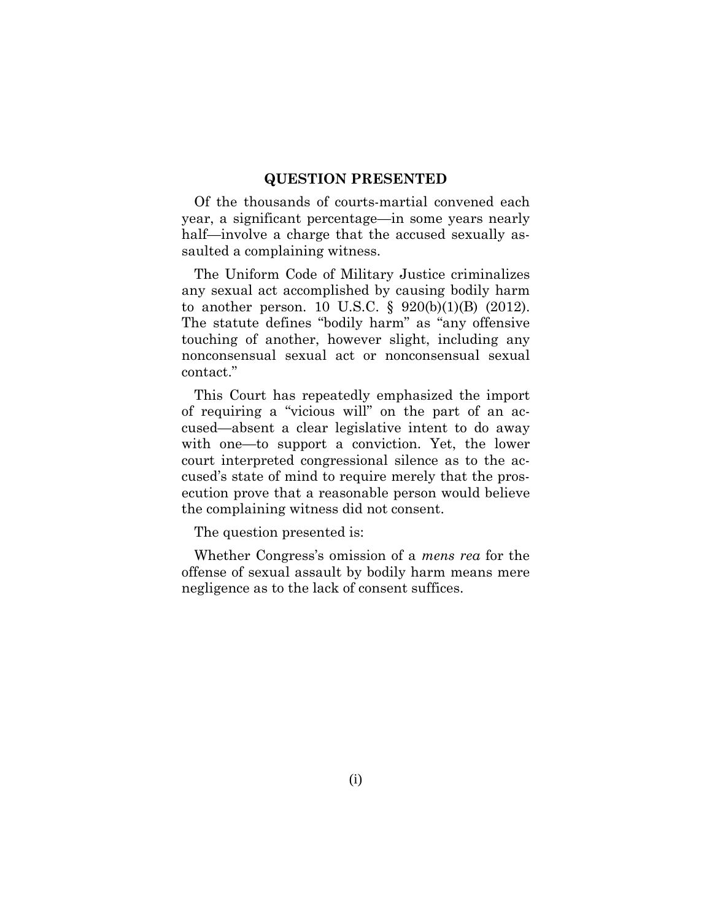## QUESTION PRESENTED

Of the thousands of courts-martial convened each year, a significant percentage—in some years nearly half—involve a charge that the accused sexually assaulted a complaining witness.

The Uniform Code of Military Justice criminalizes any sexual act accomplished by causing bodily harm to another person. 10 U.S.C. § 920(b)(1)(B) (2012). The statute defines "bodily harm" as "any offensive touching of another, however slight, including any nonconsensual sexual act or nonconsensual sexual contact."

This Court has repeatedly emphasized the import of requiring a "vicious will" on the part of an accused—absent a clear legislative intent to do away with one—to support a conviction. Yet, the lower court interpreted congressional silence as to the accused's state of mind to require merely that the prosecution prove that a reasonable person would believe the complaining witness did not consent.

The question presented is:

Whether Congress's omission of a *mens rea* for the offense of sexual assault by bodily harm means mere negligence as to the lack of consent suffices.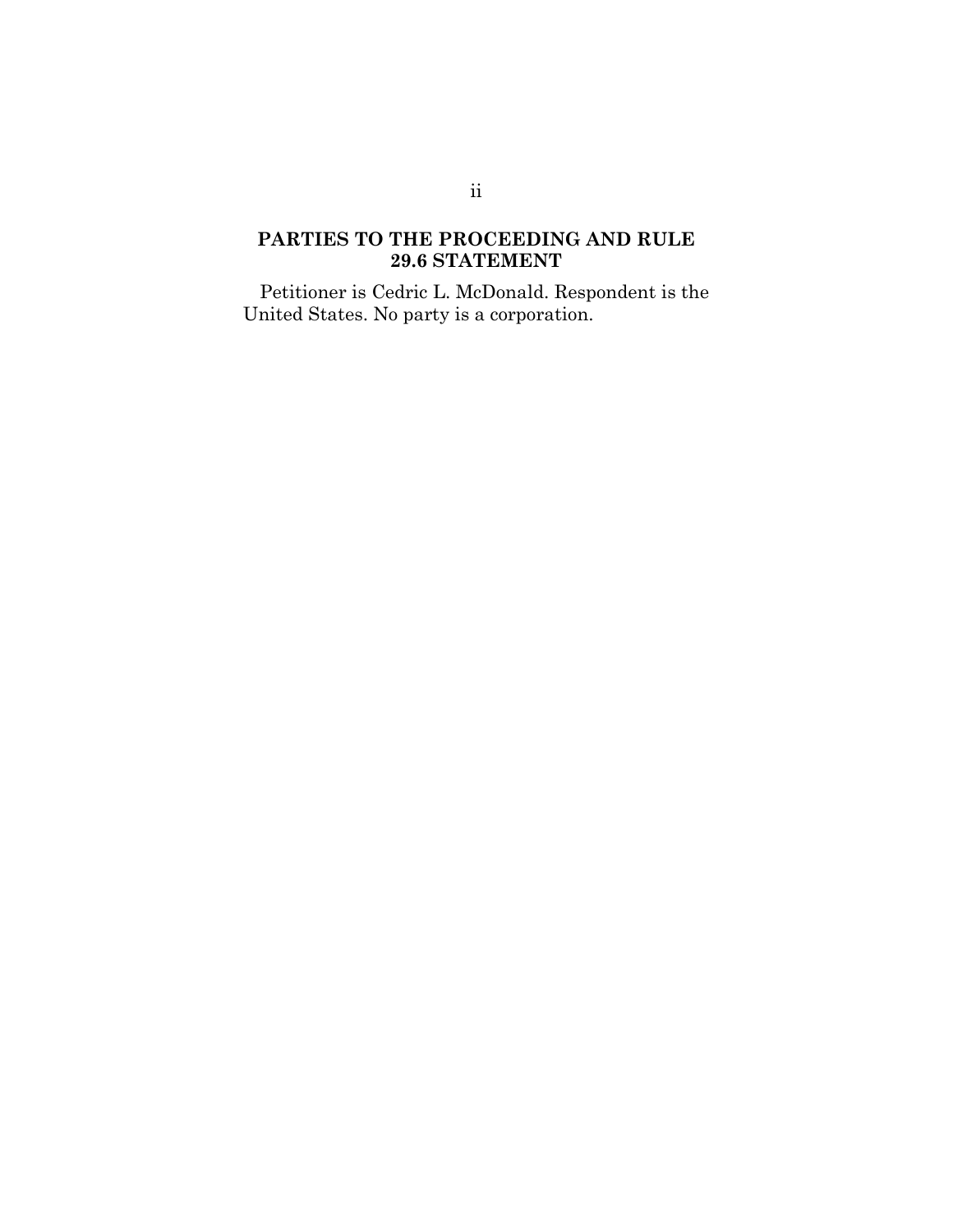## PARTIES TO THE PROCEEDING AND RULE 29.6 STATEMENT

Petitioner is Cedric L. McDonald. Respondent is the United States. No party is a corporation.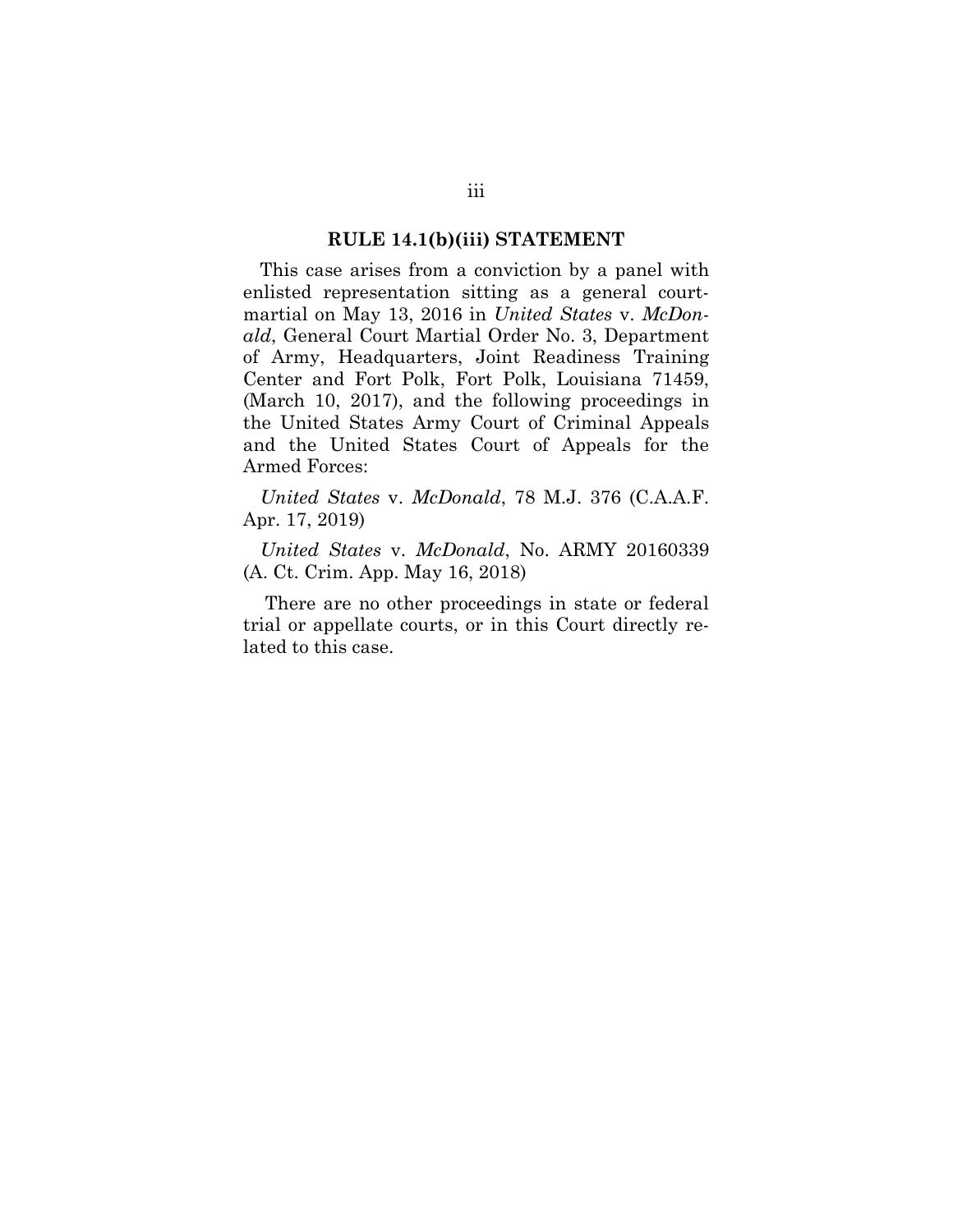## RULE 14.1(b)(iii) STATEMENT

This case arises from a conviction by a panel with enlisted representation sitting as a general court-martial on May 13, 2016 in *United States* v. *McDonald*, General Court Martial Order No. 3, Department of Army, Headquarters, Joint Readiness Training Center and Fort Polk, Fort Polk, Louisiana 71459, (March 10, 2017), and the following proceedings in the United States Army Court of Criminal Appeals and the United States Court of Appeals for the Armed Forces:

*United States* v. *McDonald*, 78 M.J. 376 (C.A.A.F. Apr. 17, 2019)

*United States* v. *McDonald*, No. ARMY 20160339 (A. Ct. Crim. App. May 16, 2018)

There are no other proceedings in state or federal trial or appellate courts, or in this Court directly related to this case.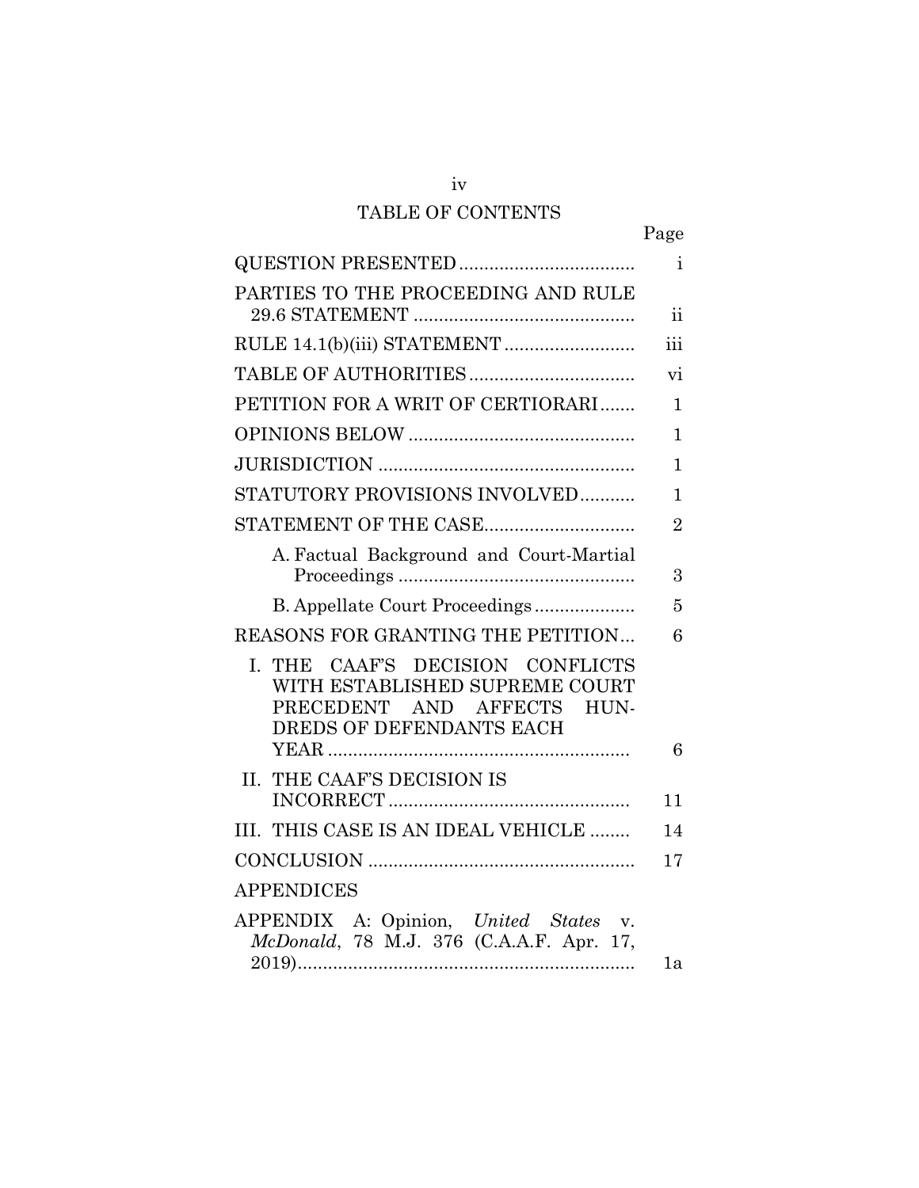# TABLE OF CONTENTS

| | Page |
|---|---|
| QUESTION PRESENTED | i |
| PARTIES TO THE PROCEEDING AND RULE 29.6 STATEMENT | ii |
| RULE 14.1(b)(iii) STATEMENT | iii |
| TABLE OF AUTHORITIES | vi |
| PETITION FOR A WRIT OF CERTIORARI | 1 |
| OPINIONS BELOW | 1 |
| JURISDICTION | 1 |
| STATUTORY PROVISIONS INVOLVED | 1 |
| STATEMENT OF THE CASE | 2 |
| A. Factual Background and Court-Martial Proceedings | 3 |
| B. Appellate Court Proceedings | 5 |
| REASONS FOR GRANTING THE PETITION | 6 |
| I. THE CAAF'S DECISION CONFLICTS WITH ESTABLISHED SUPREME COURT PRECEDENT AND AFFECTS HUNDREDS OF DEFENDANTS EACH YEAR | 6 |
| II. THE CAAF'S DECISION IS INCORRECT | 11 |
| III. THIS CASE IS AN IDEAL VEHICLE | 14 |
| CONCLUSION | 17 |
| APPENDICES | |
| APPENDIX A: Opinion, *United States* v. *McDonald*, 78 M.J. 376 (C.A.A.F. Apr. 17, 2019) | 1a |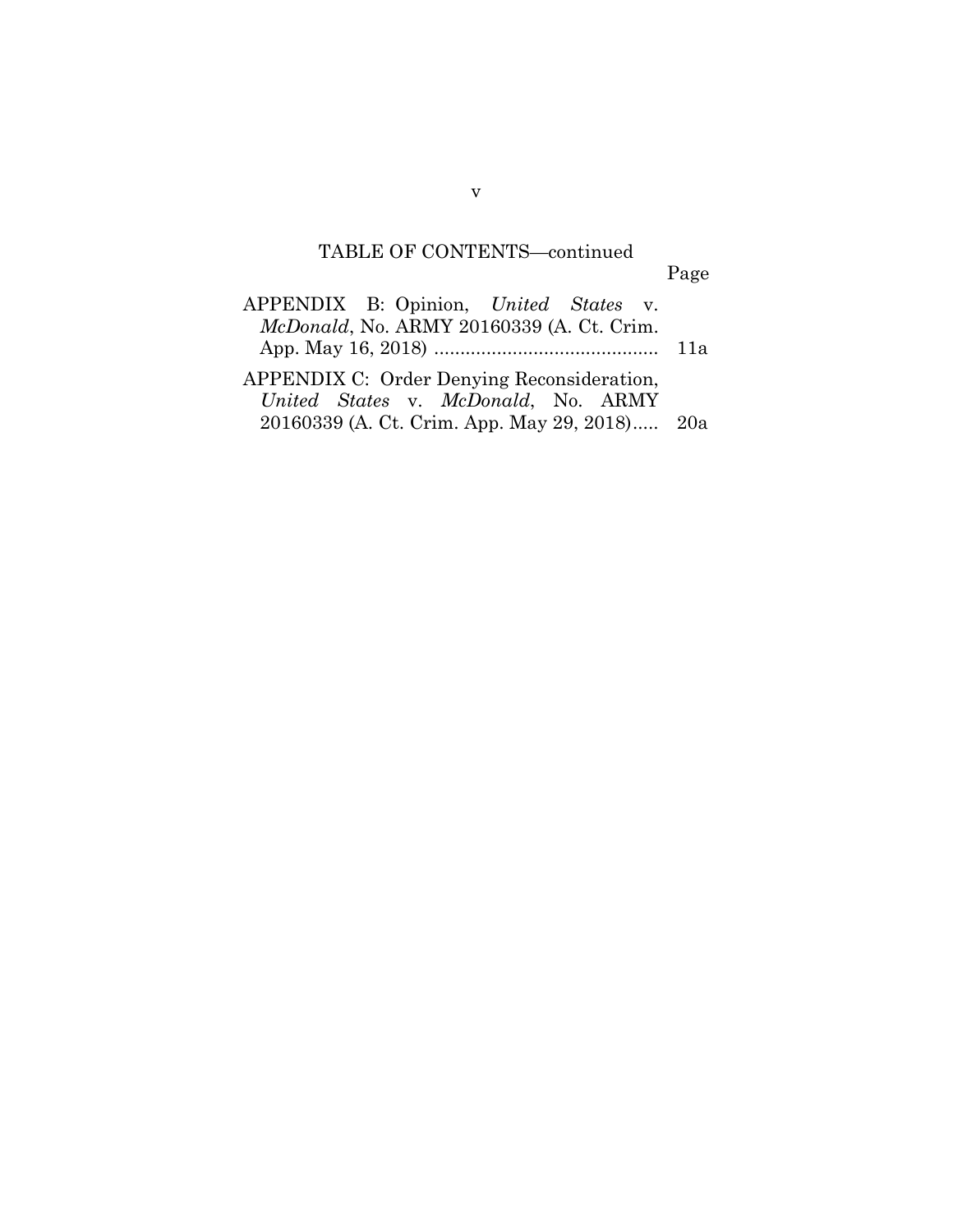TABLE OF CONTENTS—continued

| | Page |
|---|---|
| APPENDIX B: Opinion, *United States* v. *McDonald*, No. ARMY 20160339 (A. Ct. Crim. App. May 16, 2018) .......................................... | 11a |
| APPENDIX C: Order Denying Reconsideration, *United States* v. *McDonald*, No. ARMY 20160339 (A. Ct. Crim. App. May 29, 2018)..... | 20a |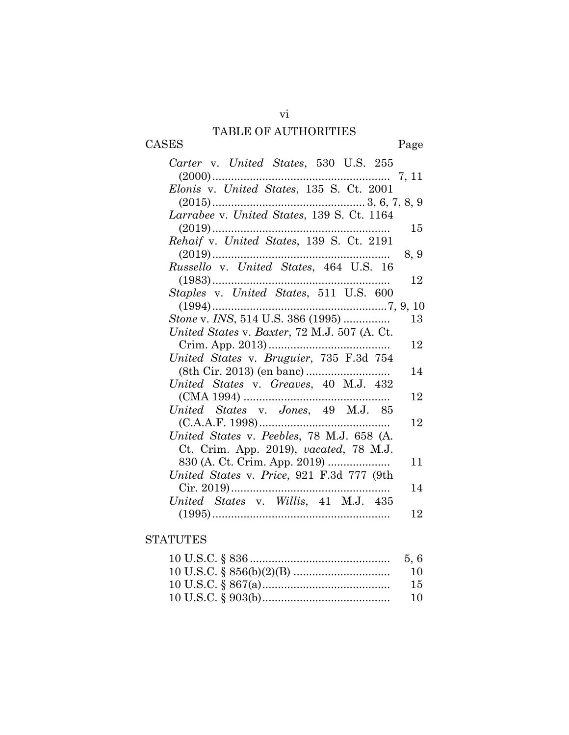# TABLE OF AUTHORITIES

## CASES

| | Page |
|---|---|
| *Carter* v. *United States*, 530 U.S. 255 (2000) | 7, 11 |
| *Elonis* v. *United States*, 135 S. Ct. 2001 (2015) | 3, 6, 7, 8, 9 |
| *Larrabee* v. *United States*, 139 S. Ct. 1164 (2019) | 15 |
| *Rehaif* v. *United States*, 139 S. Ct. 2191 (2019) | 8, 9 |
| *Russello* v. *United States*, 464 U.S. 16 (1983) | 12 |
| *Staples* v. *United States*, 511 U.S. 600 (1994) | 7, 9, 10 |
| *Stone* v. *INS*, 514 U.S. 386 (1995) | 13 |
| *United States* v. *Baxter*, 72 M.J. 507 (A. Ct. Crim. App. 2013) | 12 |
| *United States* v. *Bruguier*, 735 F.3d 754 (8th Cir. 2013) (en banc) | 14 |
| *United States* v. *Greaves*, 40 M.J. 432 (CMA 1994) | 12 |
| *United States* v. *Jones*, 49 M.J. 85 (C.A.A.F. 1998) | 12 |
| *United States* v. *Peebles*, 78 M.J. 658 (A. Ct. Crim. App. 2019), *vacated*, 78 M.J. 830 (A. Ct. Crim. App. 2019) | 11 |
| *United States* v. *Price*, 921 F.3d 777 (9th Cir. 2019) | 14 |
| *United States* v. *Willis*, 41 M.J. 435 (1995) | 12 |

## STATUTES

| | |
|---|---|
| 10 U.S.C. § 836 | 5, 6 |
| 10 U.S.C. § 856(b)(2)(B) | 10 |
| 10 U.S.C. § 867(a) | 15 |
| 10 U.S.C. § 903(b) | 10 |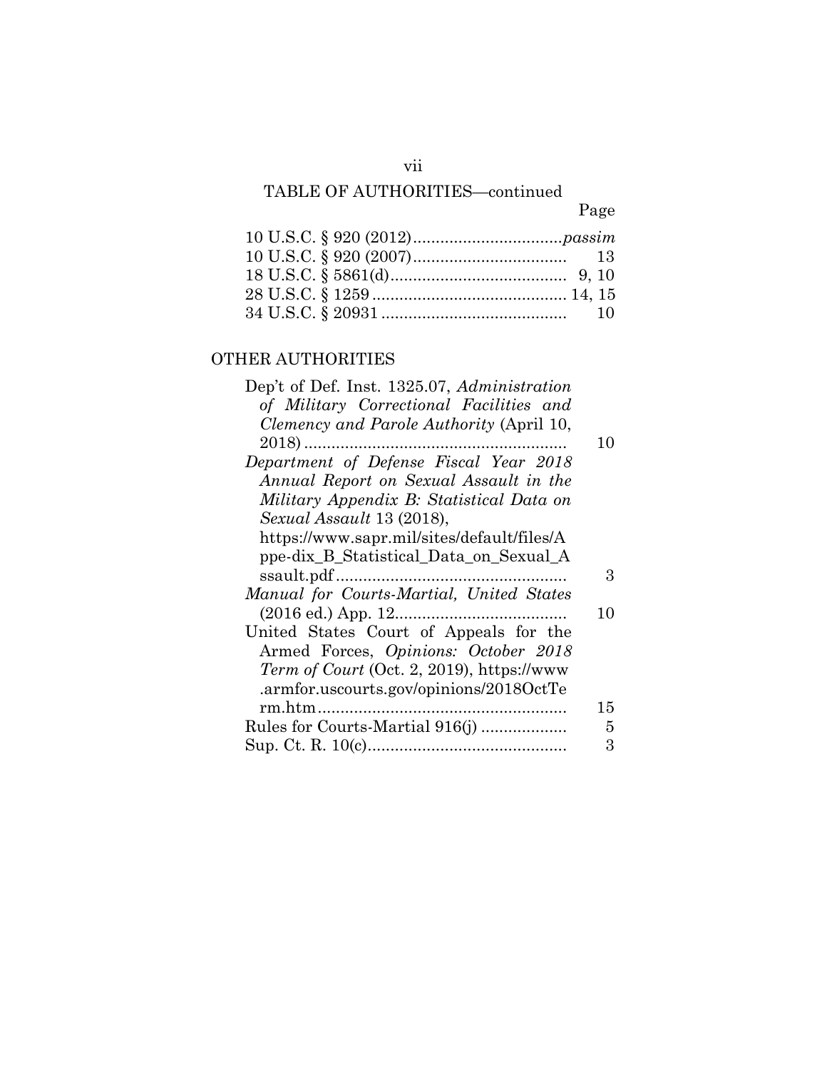## TABLE OF AUTHORITIES—continued

| | Page |
|---|---|
| 10 U.S.C. § 920 (2012) | *passim* |
| 10 U.S.C. § 920 (2007) | 13 |
| 18 U.S.C. § 5861(d) | 9, 10 |
| 28 U.S.C. § 1259 | 14, 15 |
| 34 U.S.C. § 20931 | 10 |

### OTHER AUTHORITIES

| | |
|---|---|
| Dep't of Def. Inst. 1325.07, *Administration of Military Correctional Facilities and Clemency and Parole Authority* (April 10, 2018) | 10 |
| *Department of Defense Fiscal Year 2018 Annual Report on Sexual Assault in the Military Appendix B: Statistical Data on Sexual Assault* 13 (2018), https://www.sapr.mil/sites/default/files/Appe-dix_B_Statistical_Data_on_Sexual_Assault.pdf | 3 |
| *Manual for Courts-Martial, United States* (2016 ed.) App. 12 | 10 |
| United States Court of Appeals for the Armed Forces, *Opinions: October 2018 Term of Court* (Oct. 2, 2019), https://www.armfor.uscourts.gov/opinions/2018OctTerm.htm | 15 |
| Rules for Courts-Martial 916(j) | 5 |
| Sup. Ct. R. 10(c) | 3 |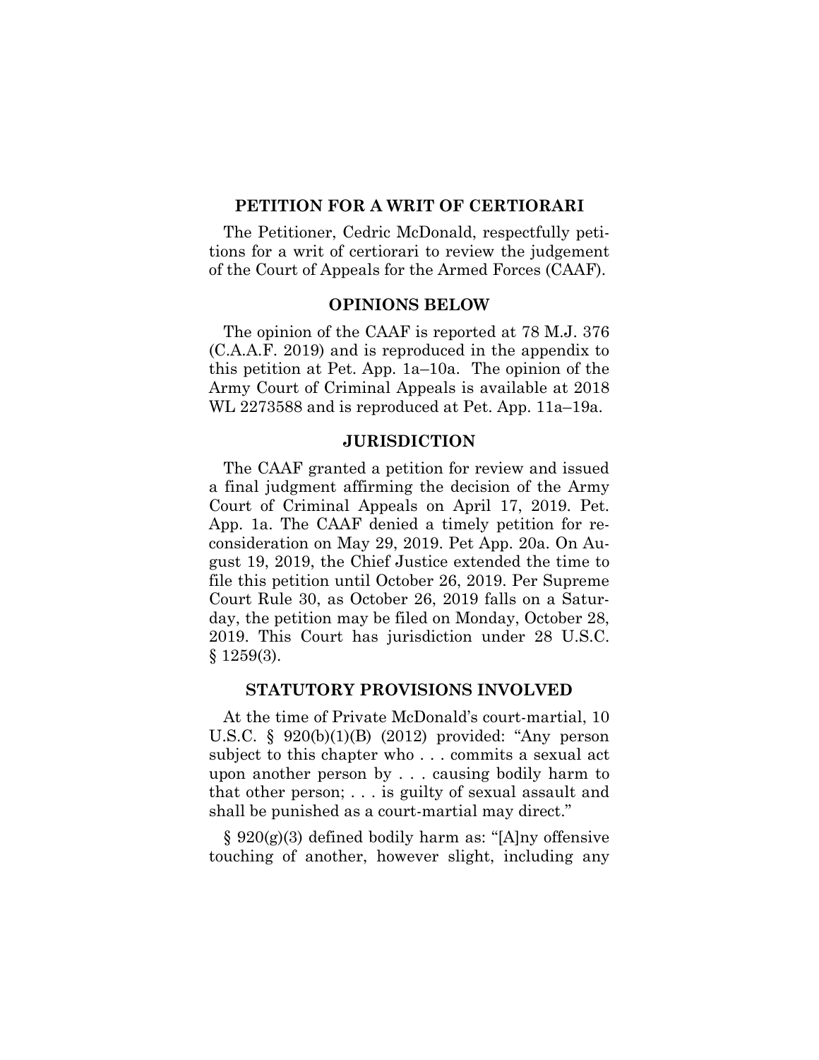## PETITION FOR A WRIT OF CERTIORARI

The Petitioner, Cedric McDonald, respectfully petitions for a writ of certiorari to review the judgement of the Court of Appeals for the Armed Forces (CAAF).

## OPINIONS BELOW

The opinion of the CAAF is reported at 78 M.J. 376 (C.A.A.F. 2019) and is reproduced in the appendix to this petition at Pet. App. 1a–10a. The opinion of the Army Court of Criminal Appeals is available at 2018 WL 2273588 and is reproduced at Pet. App. 11a–19a.

## JURISDICTION

The CAAF granted a petition for review and issued a final judgment affirming the decision of the Army Court of Criminal Appeals on April 17, 2019. Pet. App. 1a. The CAAF denied a timely petition for reconsideration on May 29, 2019. Pet App. 20a. On August 19, 2019, the Chief Justice extended the time to file this petition until October 26, 2019. Per Supreme Court Rule 30, as October 26, 2019 falls on a Saturday, the petition may be filed on Monday, October 28, 2019. This Court has jurisdiction under 28 U.S.C. § 1259(3).

## STATUTORY PROVISIONS INVOLVED

At the time of Private McDonald's court-martial, 10 U.S.C. § 920(b)(1)(B) (2012) provided: "Any person subject to this chapter who . . . commits a sexual act upon another person by . . . causing bodily harm to that other person; . . . is guilty of sexual assault and shall be punished as a court-martial may direct."

§ 920(g)(3) defined bodily harm as: "[A]ny offensive touching of another, however slight, including any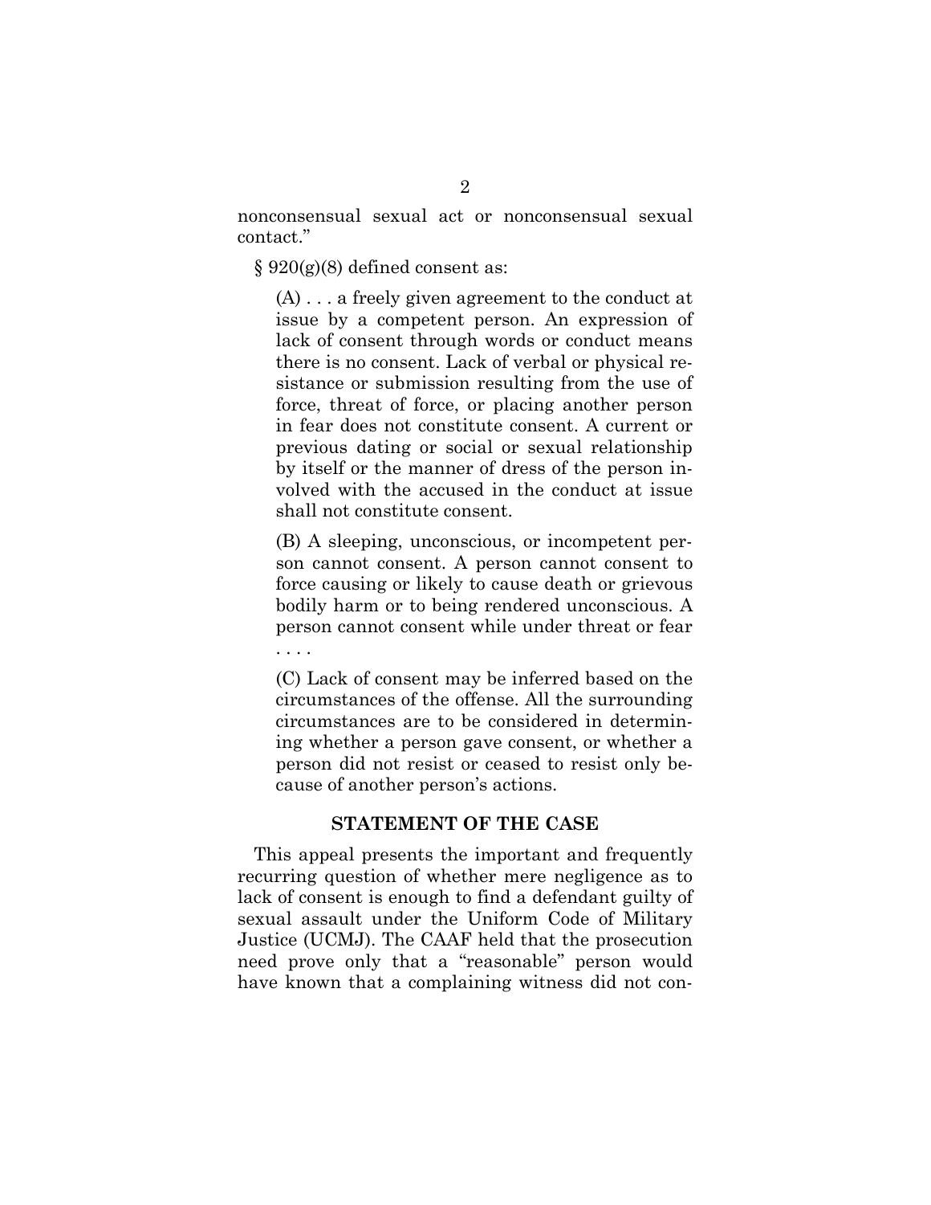nonconsensual sexual act or nonconsensual sexual contact."

§ 920(g)(8) defined consent as:

> (A) . . . a freely given agreement to the conduct at issue by a competent person. An expression of lack of consent through words or conduct means there is no consent. Lack of verbal or physical resistance or submission resulting from the use of force, threat of force, or placing another person in fear does not constitute consent. A current or previous dating or social or sexual relationship by itself or the manner of dress of the person involved with the accused in the conduct at issue shall not constitute consent.
>
> (B) A sleeping, unconscious, or incompetent person cannot consent. A person cannot consent to force causing or likely to cause death or grievous bodily harm or to being rendered unconscious. A person cannot consent while under threat or fear . . . .
>
> (C) Lack of consent may be inferred based on the circumstances of the offense. All the surrounding circumstances are to be considered in determining whether a person gave consent, or whether a person did not resist or ceased to resist only because of another person's actions.

## STATEMENT OF THE CASE

This appeal presents the important and frequently recurring question of whether mere negligence as to lack of consent is enough to find a defendant guilty of sexual assault under the Uniform Code of Military Justice (UCMJ). The CAAF held that the prosecution need prove only that a "reasonable" person would have known that a complaining witness did not con-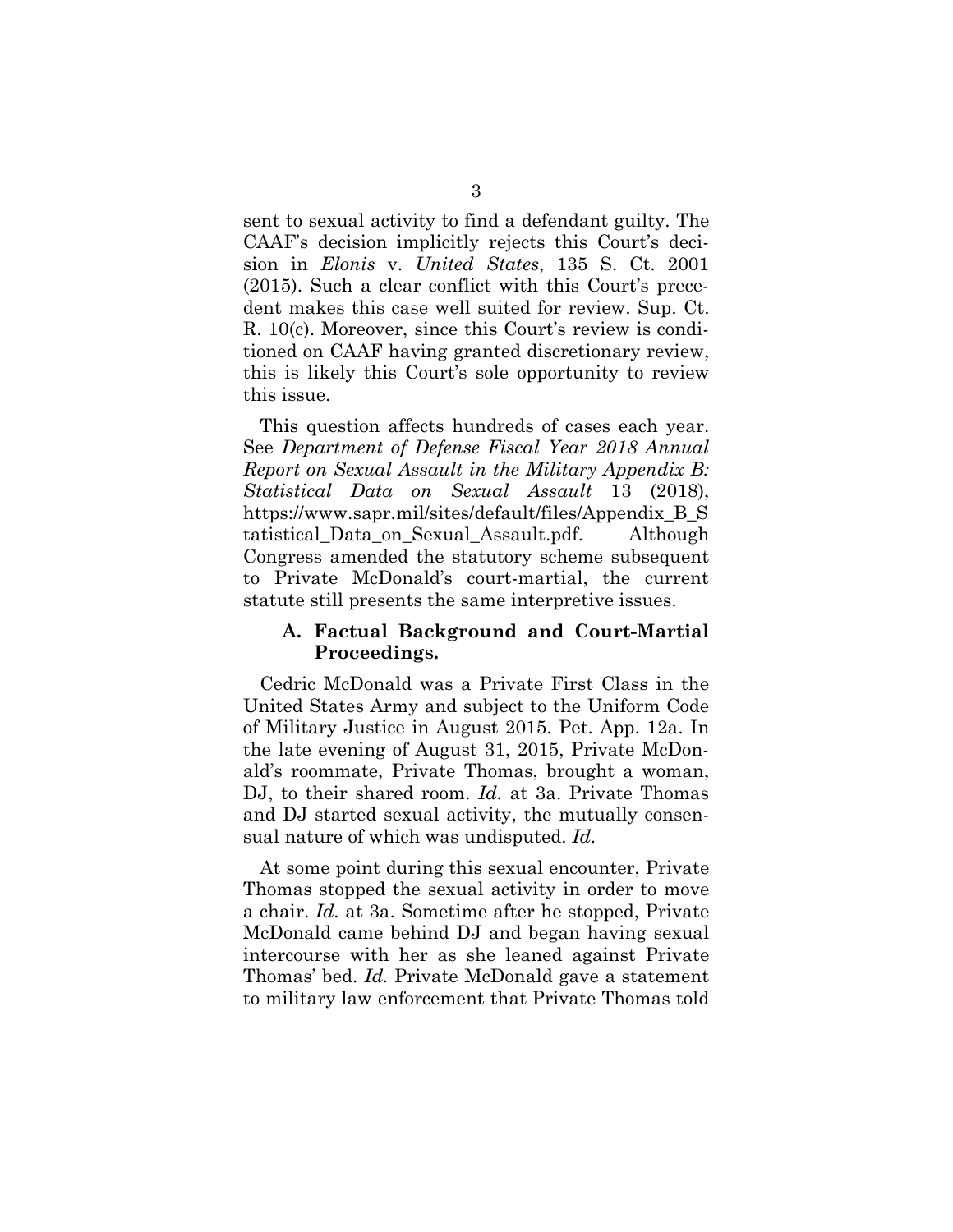sent to sexual activity to find a defendant guilty. The CAAF's decision implicitly rejects this Court's decision in *Elonis* v. *United States*, 135 S. Ct. 2001 (2015). Such a clear conflict with this Court's precedent makes this case well suited for review. Sup. Ct. R. 10(c). Moreover, since this Court's review is conditioned on CAAF having granted discretionary review, this is likely this Court's sole opportunity to review this issue.

This question affects hundreds of cases each year. See *Department of Defense Fiscal Year 2018 Annual Report on Sexual Assault in the Military Appendix B: Statistical Data on Sexual Assault* 13 (2018), https://www.sapr.mil/sites/default/files/Appendix_B_Statistical_Data_on_Sexual_Assault.pdf. Although Congress amended the statutory scheme subsequent to Private McDonald's court-martial, the current statute still presents the same interpretive issues.

### A. Factual Background and Court-Martial Proceedings.

Cedric McDonald was a Private First Class in the United States Army and subject to the Uniform Code of Military Justice in August 2015. Pet. App. 12a. In the late evening of August 31, 2015, Private McDonald's roommate, Private Thomas, brought a woman, DJ, to their shared room. *Id.* at 3a. Private Thomas and DJ started sexual activity, the mutually consensual nature of which was undisputed. *Id.*

At some point during this sexual encounter, Private Thomas stopped the sexual activity in order to move a chair. *Id.* at 3a. Sometime after he stopped, Private McDonald came behind DJ and began having sexual intercourse with her as she leaned against Private Thomas' bed. *Id.* Private McDonald gave a statement to military law enforcement that Private Thomas told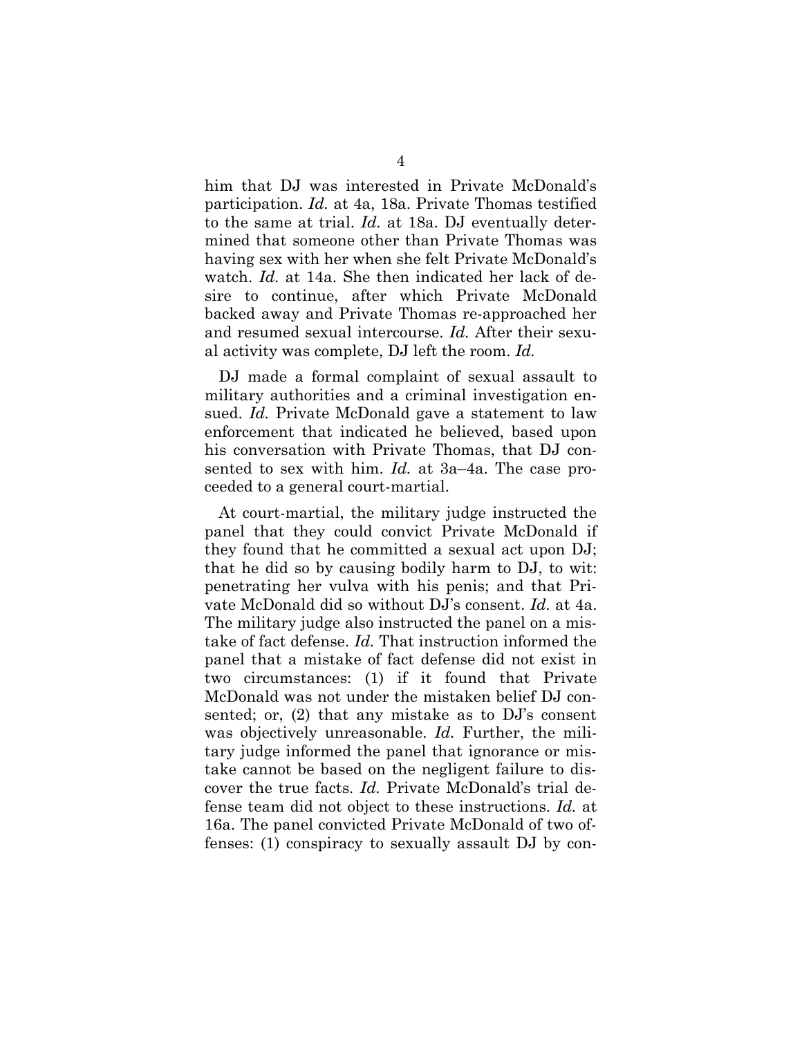him that DJ was interested in Private McDonald's participation. *Id.* at 4a, 18a. Private Thomas testified to the same at trial. *Id.* at 18a. DJ eventually determined that someone other than Private Thomas was having sex with her when she felt Private McDonald's watch. *Id.* at 14a. She then indicated her lack of desire to continue, after which Private McDonald backed away and Private Thomas re-approached her and resumed sexual intercourse. *Id.* After their sexual activity was complete, DJ left the room. *Id.*

DJ made a formal complaint of sexual assault to military authorities and a criminal investigation ensued. *Id.* Private McDonald gave a statement to law enforcement that indicated he believed, based upon his conversation with Private Thomas, that DJ consented to sex with him. *Id.* at 3a–4a. The case proceeded to a general court-martial.

At court-martial, the military judge instructed the panel that they could convict Private McDonald if they found that he committed a sexual act upon DJ; that he did so by causing bodily harm to DJ, to wit: penetrating her vulva with his penis; and that Private McDonald did so without DJ's consent. *Id.* at 4a. The military judge also instructed the panel on a mistake of fact defense. *Id.* That instruction informed the panel that a mistake of fact defense did not exist in two circumstances: (1) if it found that Private McDonald was not under the mistaken belief DJ consented; or, (2) that any mistake as to DJ's consent was objectively unreasonable. *Id.* Further, the military judge informed the panel that ignorance or mistake cannot be based on the negligent failure to discover the true facts. *Id.* Private McDonald's trial defense team did not object to these instructions. *Id.* at 16a. The panel convicted Private McDonald of two offenses: (1) conspiracy to sexually assault DJ by con-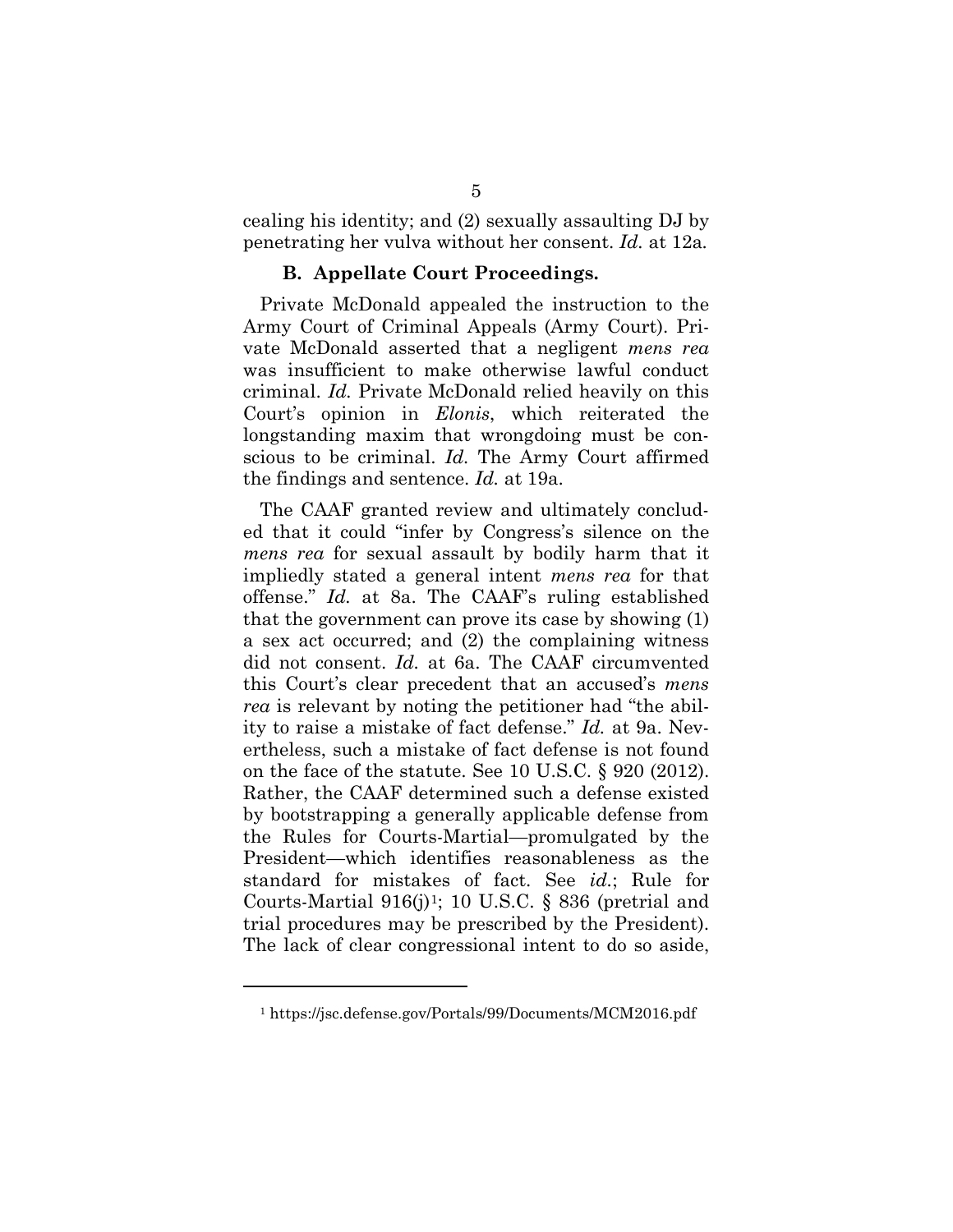cealing his identity; and (2) sexually assaulting DJ by penetrating her vulva without her consent. *Id.* at 12a.

### B. Appellate Court Proceedings.

Private McDonald appealed the instruction to the Army Court of Criminal Appeals (Army Court). Private McDonald asserted that a negligent *mens rea* was insufficient to make otherwise lawful conduct criminal. *Id.* Private McDonald relied heavily on this Court's opinion in *Elonis*, which reiterated the longstanding maxim that wrongdoing must be conscious to be criminal. *Id.* The Army Court affirmed the findings and sentence. *Id.* at 19a.

The CAAF granted review and ultimately concluded that it could "infer by Congress's silence on the *mens rea* for sexual assault by bodily harm that it impliedly stated a general intent *mens rea* for that offense." *Id.* at 8a. The CAAF's ruling established that the government can prove its case by showing (1) a sex act occurred; and (2) the complaining witness did not consent. *Id.* at 6a. The CAAF circumvented this Court's clear precedent that an accused's *mens rea* is relevant by noting the petitioner had "the ability to raise a mistake of fact defense." *Id.* at 9a. Nevertheless, such a mistake of fact defense is not found on the face of the statute. See 10 U.S.C. § 920 (2012). Rather, the CAAF determined such a defense existed by bootstrapping a generally applicable defense from the Rules for Courts-Martial—promulgated by the President—which identifies reasonableness as the standard for mistakes of fact. See *id.*; Rule for Courts-Martial 916(j)[1]; 10 U.S.C. § 836 (pretrial and trial procedures may be prescribed by the President). The lack of clear congressional intent to do so aside,

---

[1] https://jsc.defense.gov/Portals/99/Documents/MCM2016.pdf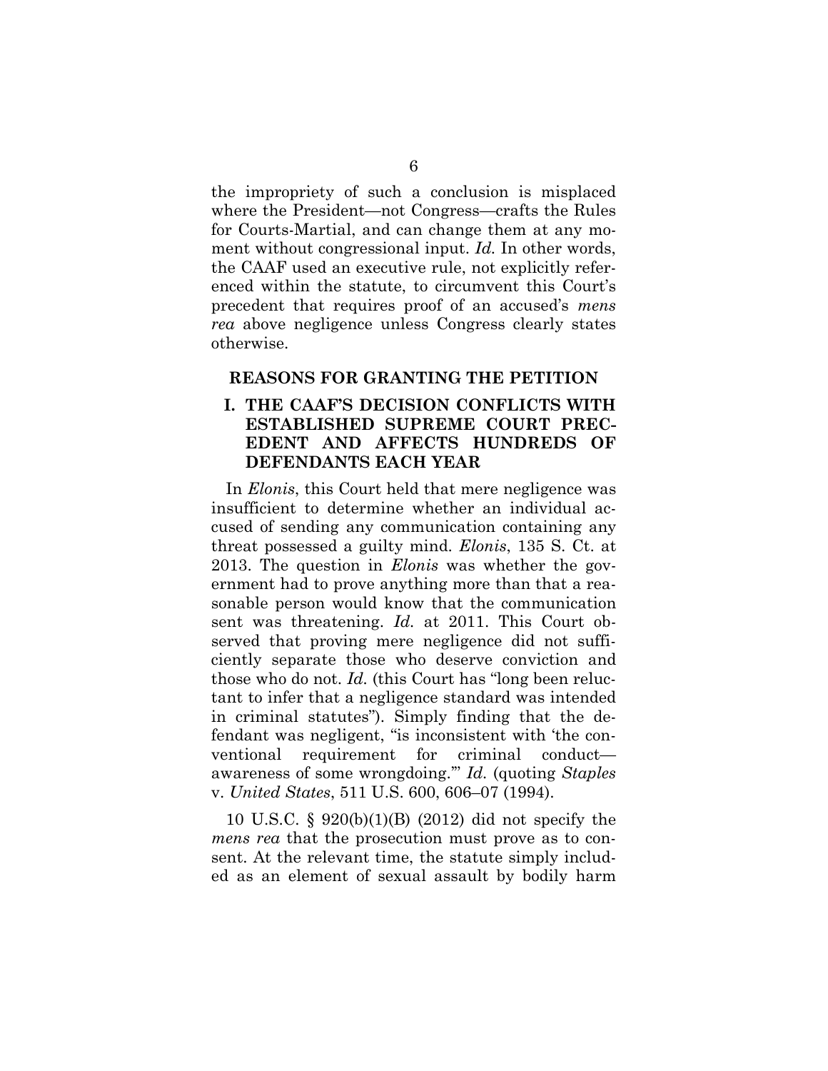the impropriety of such a conclusion is misplaced where the President—not Congress—crafts the Rules for Courts-Martial, and can change them at any moment without congressional input. *Id.* In other words, the CAAF used an executive rule, not explicitly referenced within the statute, to circumvent this Court's precedent that requires proof of an accused's *mens rea* above negligence unless Congress clearly states otherwise.

## REASONS FOR GRANTING THE PETITION

### I. THE CAAF'S DECISION CONFLICTS WITH ESTABLISHED SUPREME COURT PRECEDENT AND AFFECTS HUNDREDS OF DEFENDANTS EACH YEAR

In *Elonis*, this Court held that mere negligence was insufficient to determine whether an individual accused of sending any communication containing any threat possessed a guilty mind. *Elonis*, 135 S. Ct. at 2013. The question in *Elonis* was whether the government had to prove anything more than that a reasonable person would know that the communication sent was threatening. *Id.* at 2011. This Court observed that proving mere negligence did not sufficiently separate those who deserve conviction and those who do not. *Id.* (this Court has "long been reluctant to infer that a negligence standard was intended in criminal statutes"). Simply finding that the defendant was negligent, "is inconsistent with 'the conventional requirement for criminal conduct—awareness of some wrongdoing.'" *Id.* (quoting *Staples* v. *United States*, 511 U.S. 600, 606–07 (1994).

10 U.S.C. § 920(b)(1)(B) (2012) did not specify the *mens rea* that the prosecution must prove as to consent. At the relevant time, the statute simply included as an element of sexual assault by bodily harm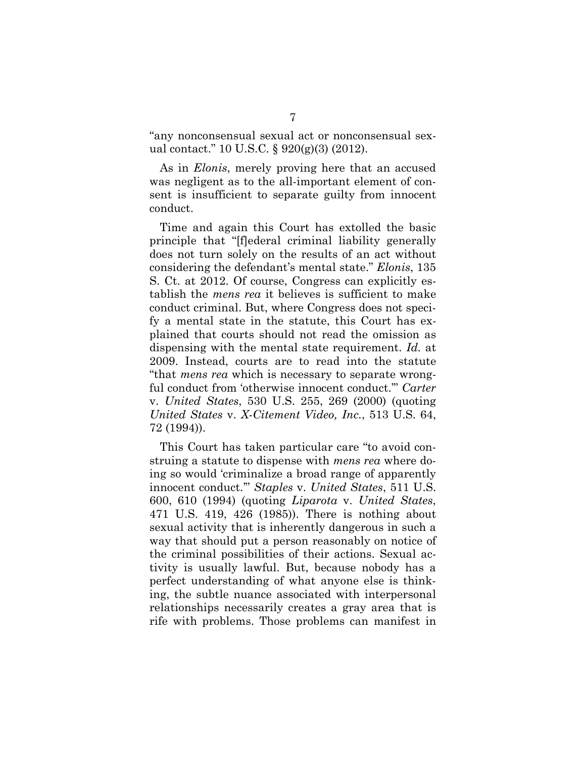"any nonconsensual sexual act or nonconsensual sexual contact." 10 U.S.C. § 920(g)(3) (2012).

As in *Elonis*, merely proving here that an accused was negligent as to the all-important element of consent is insufficient to separate guilty from innocent conduct.

Time and again this Court has extolled the basic principle that "[f]ederal criminal liability generally does not turn solely on the results of an act without considering the defendant's mental state." *Elonis*, 135 S. Ct. at 2012. Of course, Congress can explicitly establish the *mens rea* it believes is sufficient to make conduct criminal. But, where Congress does not specify a mental state in the statute, this Court has explained that courts should not read the omission as dispensing with the mental state requirement. *Id.* at 2009. Instead, courts are to read into the statute "that *mens rea* which is necessary to separate wrongful conduct from 'otherwise innocent conduct.'" *Carter* v. *United States*, 530 U.S. 255, 269 (2000) (quoting *United States* v. *X-Citement Video, Inc.*, 513 U.S. 64, 72 (1994)).

This Court has taken particular care "to avoid construing a statute to dispense with *mens rea* where doing so would 'criminalize a broad range of apparently innocent conduct.'" *Staples* v. *United States*, 511 U.S. 600, 610 (1994) (quoting *Liparota* v. *United States*, 471 U.S. 419, 426 (1985)). There is nothing about sexual activity that is inherently dangerous in such a way that should put a person reasonably on notice of the criminal possibilities of their actions. Sexual activity is usually lawful. But, because nobody has a perfect understanding of what anyone else is thinking, the subtle nuance associated with interpersonal relationships necessarily creates a gray area that is rife with problems. Those problems can manifest in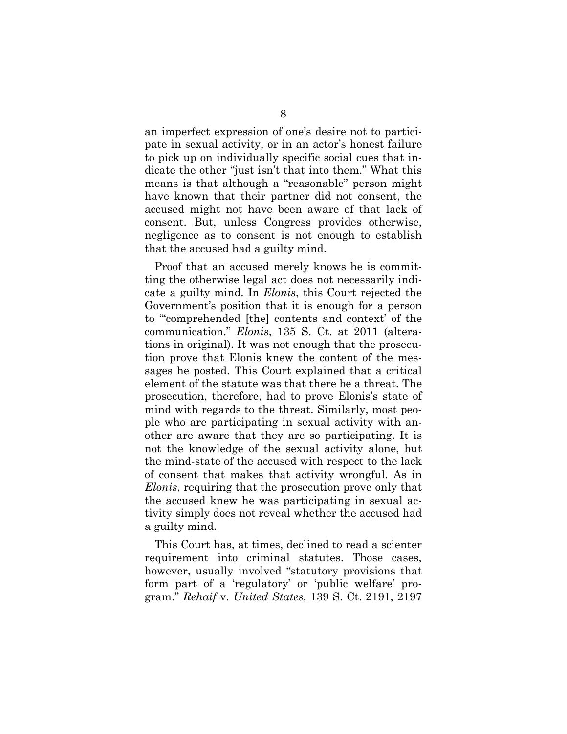an imperfect expression of one's desire not to participate in sexual activity, or in an actor's honest failure to pick up on individually specific social cues that indicate the other "just isn't that into them." What this means is that although a "reasonable" person might have known that their partner did not consent, the accused might not have been aware of that lack of consent. But, unless Congress provides otherwise, negligence as to consent is not enough to establish that the accused had a guilty mind.

Proof that an accused merely knows he is committing the otherwise legal act does not necessarily indicate a guilty mind. In *Elonis*, this Court rejected the Government's position that it is enough for a person to "'comprehended [the] contents and context' of the communication." *Elonis*, 135 S. Ct. at 2011 (alterations in original). It was not enough that the prosecution prove that Elonis knew the content of the messages he posted. This Court explained that a critical element of the statute was that there be a threat. The prosecution, therefore, had to prove Elonis's state of mind with regards to the threat. Similarly, most people who are participating in sexual activity with another are aware that they are so participating. It is not the knowledge of the sexual activity alone, but the mind-state of the accused with respect to the lack of consent that makes that activity wrongful. As in *Elonis*, requiring that the prosecution prove only that the accused knew he was participating in sexual activity simply does not reveal whether the accused had a guilty mind.

This Court has, at times, declined to read a scienter requirement into criminal statutes. Those cases, however, usually involved "statutory provisions that form part of a 'regulatory' or 'public welfare' program." *Rehaif* v. *United States*, 139 S. Ct. 2191, 2197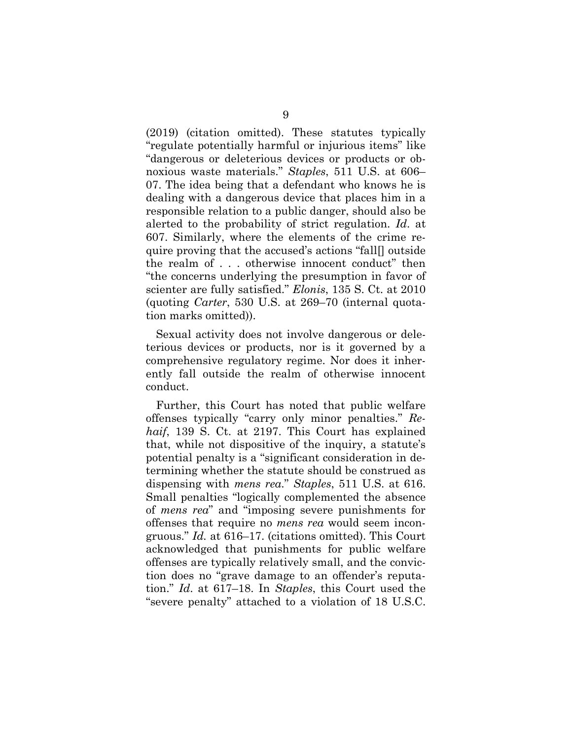(2019) (citation omitted). These statutes typically "regulate potentially harmful or injurious items" like "dangerous or deleterious devices or products or obnoxious waste materials." *Staples*, 511 U.S. at 606–07. The idea being that a defendant who knows he is dealing with a dangerous device that places him in a responsible relation to a public danger, should also be alerted to the probability of strict regulation. *Id.* at 607. Similarly, where the elements of the crime require proving that the accused's actions "fall[] outside the realm of . . . otherwise innocent conduct" then "the concerns underlying the presumption in favor of scienter are fully satisfied." *Elonis*, 135 S. Ct. at 2010 (quoting *Carter*, 530 U.S. at 269–70 (internal quotation marks omitted)).

Sexual activity does not involve dangerous or deleterious devices or products, nor is it governed by a comprehensive regulatory regime. Nor does it inherently fall outside the realm of otherwise innocent conduct.

Further, this Court has noted that public welfare offenses typically "carry only minor penalties." *Rehaif*, 139 S. Ct. at 2197. This Court has explained that, while not dispositive of the inquiry, a statute's potential penalty is a "significant consideration in determining whether the statute should be construed as dispensing with *mens rea*." *Staples*, 511 U.S. at 616. Small penalties "logically complemented the absence of *mens rea*" and "imposing severe punishments for offenses that require no *mens rea* would seem incongruous." *Id.* at 616–17. (citations omitted). This Court acknowledged that punishments for public welfare offenses are typically relatively small, and the conviction does no "grave damage to an offender's reputation." *Id.* at 617–18. In *Staples*, this Court used the "severe penalty" attached to a violation of 18 U.S.C.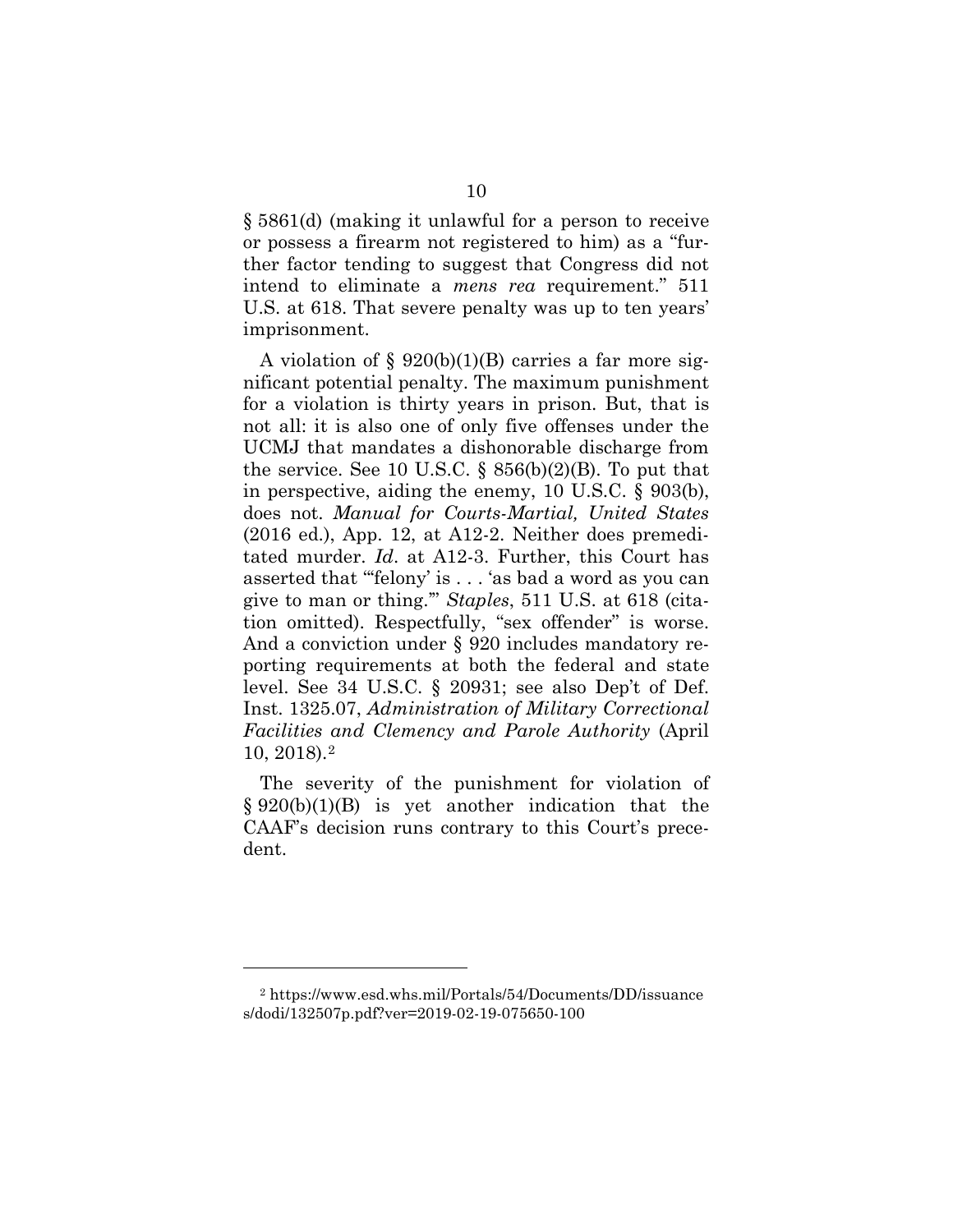§ 5861(d) (making it unlawful for a person to receive or possess a firearm not registered to him) as a "further factor tending to suggest that Congress did not intend to eliminate a *mens rea* requirement." 511 U.S. at 618. That severe penalty was up to ten years' imprisonment.

A violation of § 920(b)(1)(B) carries a far more significant potential penalty. The maximum punishment for a violation is thirty years in prison. But, that is not all: it is also one of only five offenses under the UCMJ that mandates a dishonorable discharge from the service. See 10 U.S.C. § 856(b)(2)(B). To put that in perspective, aiding the enemy, 10 U.S.C. § 903(b), does not. *Manual for Courts-Martial, United States* (2016 ed.), App. 12, at A12-2. Neither does premeditated murder. *Id*. at A12-3. Further, this Court has asserted that "'felony' is . . . 'as bad a word as you can give to man or thing.'" *Staples*, 511 U.S. at 618 (citation omitted). Respectfully, "sex offender" is worse. And a conviction under § 920 includes mandatory reporting requirements at both the federal and state level. See 34 U.S.C. § 20931; see also Dep't of Def. Inst. 1325.07, *Administration of Military Correctional Facilities and Clemency and Parole Authority* (April 10, 2018).[2]

The severity of the punishment for violation of § 920(b)(1)(B) is yet another indication that the CAAF's decision runs contrary to this Court's precedent.

---

[2] https://www.esd.whs.mil/Portals/54/Documents/DD/issuances/dodi/132507p.pdf?ver=2019-02-19-075650-100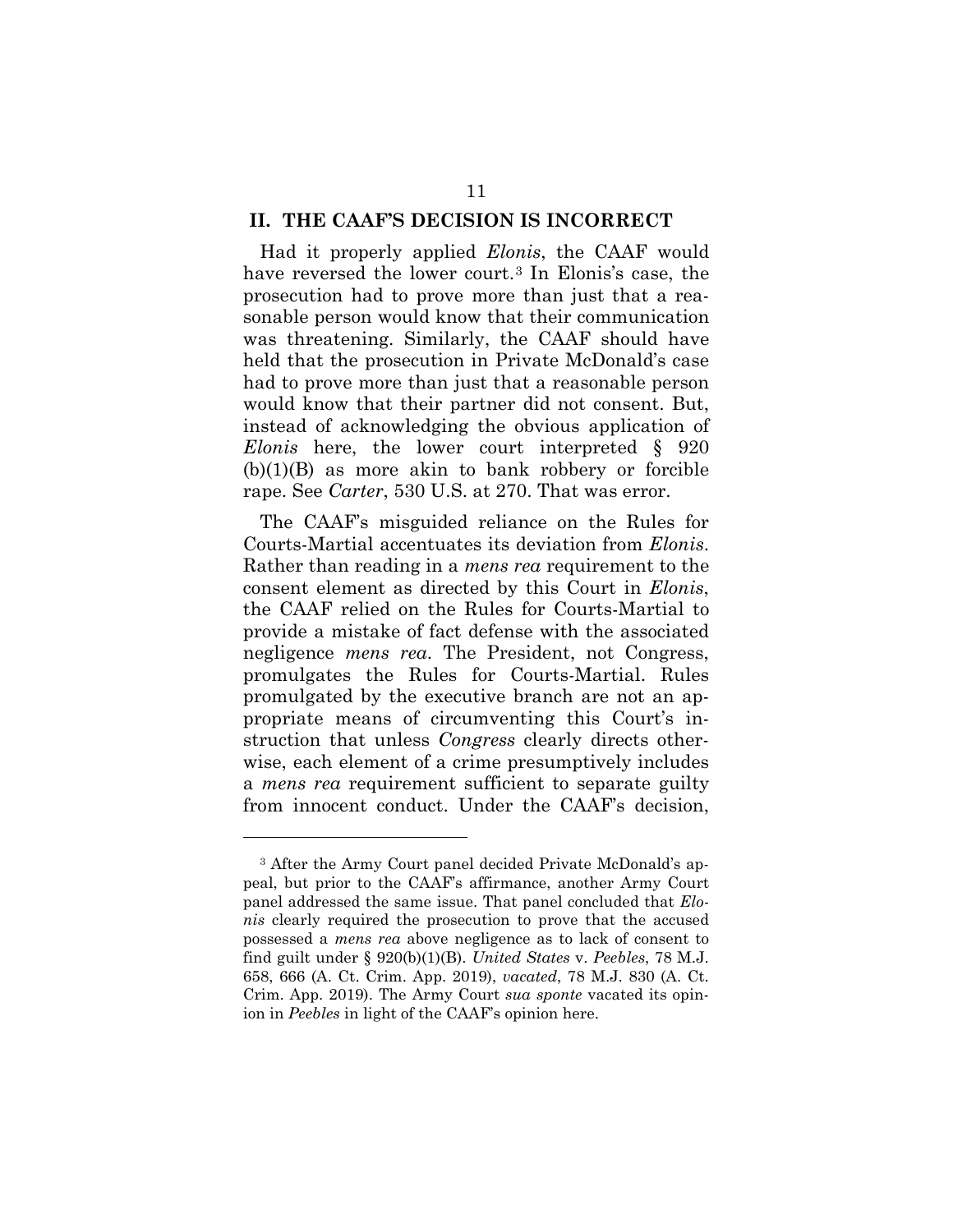## II. THE CAAF'S DECISION IS INCORRECT

Had it properly applied *Elonis*, the CAAF would have reversed the lower court.[3] In Elonis's case, the prosecution had to prove more than just that a reasonable person would know that their communication was threatening. Similarly, the CAAF should have held that the prosecution in Private McDonald's case had to prove more than just that a reasonable person would know that their partner did not consent. But, instead of acknowledging the obvious application of *Elonis* here, the lower court interpreted § 920 (b)(1)(B) as more akin to bank robbery or forcible rape. See *Carter*, 530 U.S. at 270. That was error.

The CAAF's misguided reliance on the Rules for Courts-Martial accentuates its deviation from *Elonis*. Rather than reading in a *mens rea* requirement to the consent element as directed by this Court in *Elonis*, the CAAF relied on the Rules for Courts-Martial to provide a mistake of fact defense with the associated negligence *mens rea*. The President, not Congress, promulgates the Rules for Courts-Martial. Rules promulgated by the executive branch are not an appropriate means of circumventing this Court's instruction that unless *Congress* clearly directs otherwise, each element of a crime presumptively includes a *mens rea* requirement sufficient to separate guilty from innocent conduct. Under the CAAF's decision,

---

[3] After the Army Court panel decided Private McDonald's appeal, but prior to the CAAF's affirmance, another Army Court panel addressed the same issue. That panel concluded that *Elonis* clearly required the prosecution to prove that the accused possessed a *mens rea* above negligence as to lack of consent to find guilt under § 920(b)(1)(B). *United States* v. *Peebles*, 78 M.J. 658, 666 (A. Ct. Crim. App. 2019), *vacated*, 78 M.J. 830 (A. Ct. Crim. App. 2019). The Army Court *sua sponte* vacated its opinion in *Peebles* in light of the CAAF's opinion here.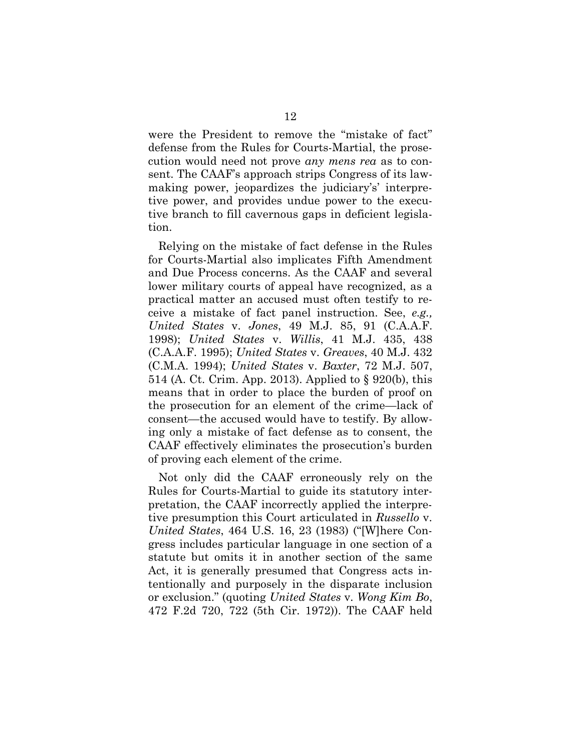were the President to remove the "mistake of fact" defense from the Rules for Courts-Martial, the prosecution would need not prove *any mens rea* as to consent. The CAAF's approach strips Congress of its lawmaking power, jeopardizes the judiciary's' interpretive power, and provides undue power to the executive branch to fill cavernous gaps in deficient legislation.

Relying on the mistake of fact defense in the Rules for Courts-Martial also implicates Fifth Amendment and Due Process concerns. As the CAAF and several lower military courts of appeal have recognized, as a practical matter an accused must often testify to receive a mistake of fact panel instruction. See, *e.g., United States* v. *Jones*, 49 M.J. 85, 91 (C.A.A.F. 1998); *United States* v. *Willis*, 41 M.J. 435, 438 (C.A.A.F. 1995); *United States* v. *Greaves*, 40 M.J. 432 (C.M.A. 1994); *United States* v. *Baxter*, 72 M.J. 507, 514 (A. Ct. Crim. App. 2013). Applied to § 920(b), this means that in order to place the burden of proof on the prosecution for an element of the crime—lack of consent—the accused would have to testify. By allowing only a mistake of fact defense as to consent, the CAAF effectively eliminates the prosecution's burden of proving each element of the crime.

Not only did the CAAF erroneously rely on the Rules for Courts-Martial to guide its statutory interpretation, the CAAF incorrectly applied the interpretive presumption this Court articulated in *Russello* v. *United States*, 464 U.S. 16, 23 (1983) ("[W]here Congress includes particular language in one section of a statute but omits it in another section of the same Act, it is generally presumed that Congress acts intentionally and purposely in the disparate inclusion or exclusion." (quoting *United States* v. *Wong Kim Bo*, 472 F.2d 720, 722 (5th Cir. 1972)). The CAAF held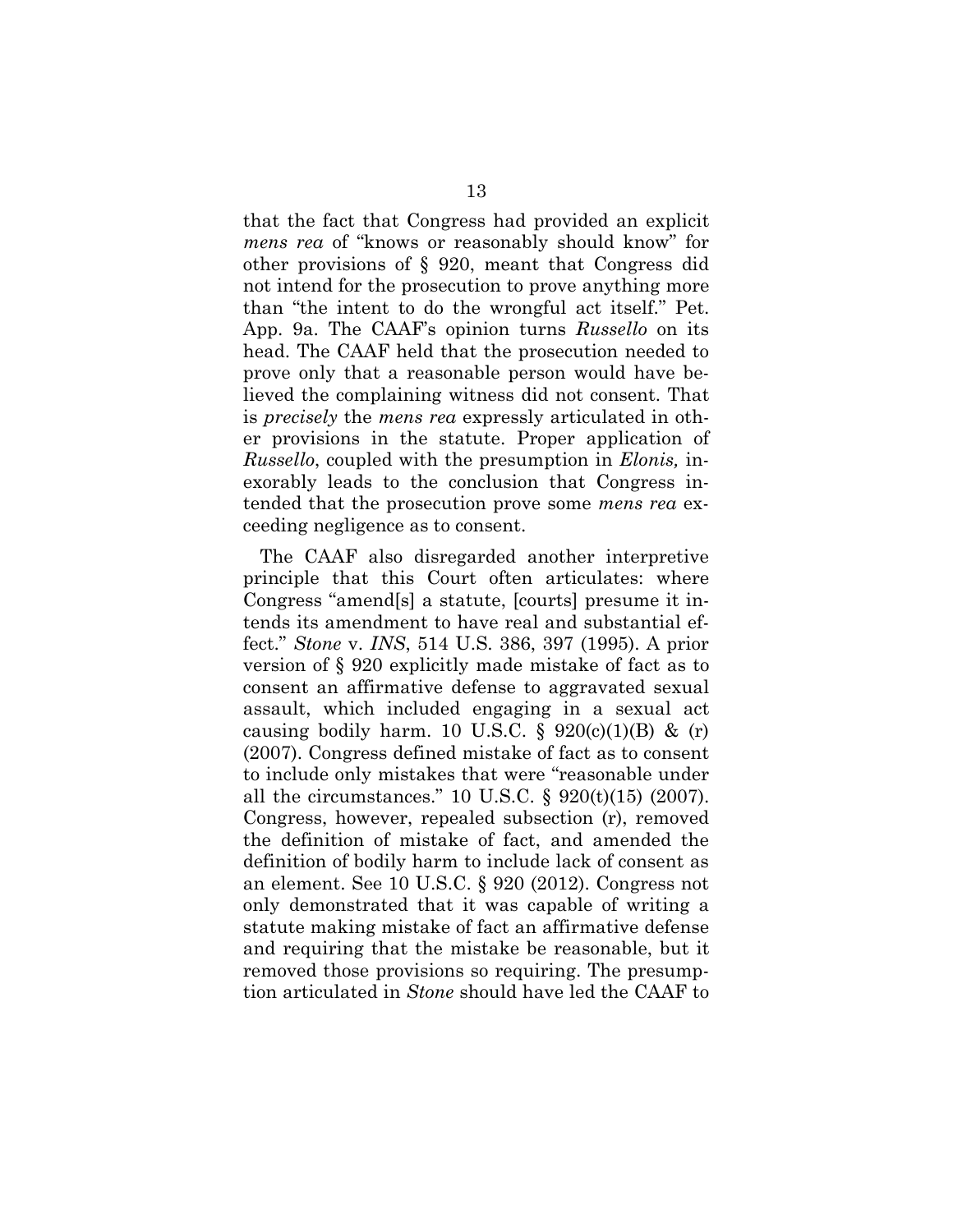that the fact that Congress had provided an explicit *mens rea* of "knows or reasonably should know" for other provisions of § 920, meant that Congress did not intend for the prosecution to prove anything more than "the intent to do the wrongful act itself." Pet. App. 9a. The CAAF's opinion turns *Russello* on its head. The CAAF held that the prosecution needed to prove only that a reasonable person would have believed the complaining witness did not consent. That is *precisely* the *mens rea* expressly articulated in other provisions in the statute. Proper application of *Russello*, coupled with the presumption in *Elonis,* inexorably leads to the conclusion that Congress intended that the prosecution prove some *mens rea* exceeding negligence as to consent.

The CAAF also disregarded another interpretive principle that this Court often articulates: where Congress "amend[s] a statute, [courts] presume it intends its amendment to have real and substantial effect." *Stone* v. *INS*, 514 U.S. 386, 397 (1995). A prior version of § 920 explicitly made mistake of fact as to consent an affirmative defense to aggravated sexual assault, which included engaging in a sexual act causing bodily harm. 10 U.S.C. § 920(c)(1)(B) & (r) (2007). Congress defined mistake of fact as to consent to include only mistakes that were "reasonable under all the circumstances." 10 U.S.C. § 920(t)(15) (2007). Congress, however, repealed subsection (r), removed the definition of mistake of fact, and amended the definition of bodily harm to include lack of consent as an element. See 10 U.S.C. § 920 (2012). Congress not only demonstrated that it was capable of writing a statute making mistake of fact an affirmative defense and requiring that the mistake be reasonable, but it removed those provisions so requiring. The presumption articulated in *Stone* should have led the CAAF to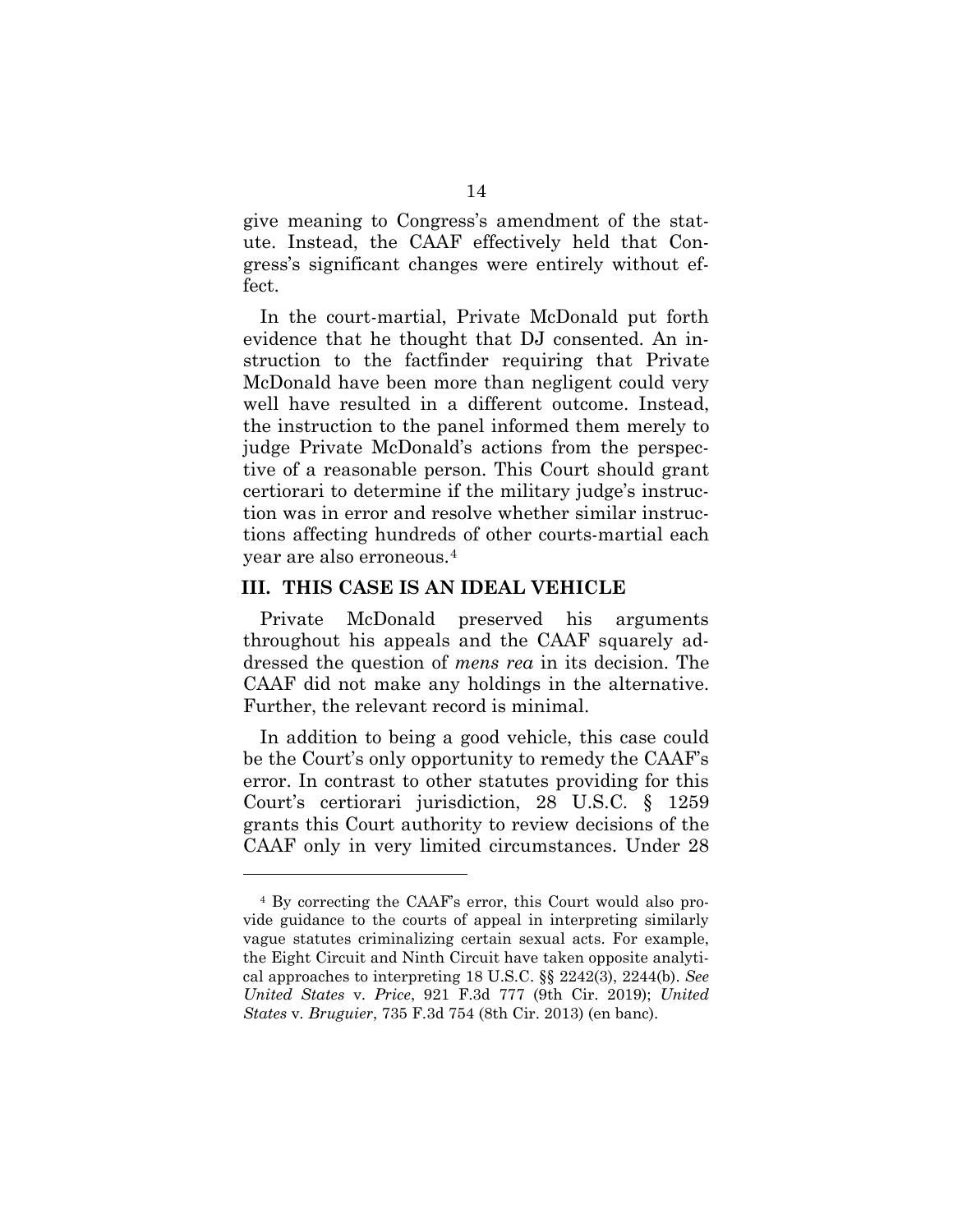give meaning to Congress's amendment of the statute. Instead, the CAAF effectively held that Congress's significant changes were entirely without effect.

In the court-martial, Private McDonald put forth evidence that he thought that DJ consented. An instruction to the factfinder requiring that Private McDonald have been more than negligent could very well have resulted in a different outcome. Instead, the instruction to the panel informed them merely to judge Private McDonald's actions from the perspective of a reasonable person. This Court should grant certiorari to determine if the military judge's instruction was in error and resolve whether similar instructions affecting hundreds of other courts-martial each year are also erroneous.[4]

## III. THIS CASE IS AN IDEAL VEHICLE

Private McDonald preserved his arguments throughout his appeals and the CAAF squarely addressed the question of *mens rea* in its decision. The CAAF did not make any holdings in the alternative. Further, the relevant record is minimal.

In addition to being a good vehicle, this case could be the Court's only opportunity to remedy the CAAF's error. In contrast to other statutes providing for this Court's certiorari jurisdiction, 28 U.S.C. § 1259 grants this Court authority to review decisions of the CAAF only in very limited circumstances. Under 28

---

[4] By correcting the CAAF's error, this Court would also provide guidance to the courts of appeal in interpreting similarly vague statutes criminalizing certain sexual acts. For example, the Eight Circuit and Ninth Circuit have taken opposite analytical approaches to interpreting 18 U.S.C. §§ 2242(3), 2244(b). *See United States* v. *Price*, 921 F.3d 777 (9th Cir. 2019); *United States* v. *Bruguier*, 735 F.3d 754 (8th Cir. 2013) (en banc).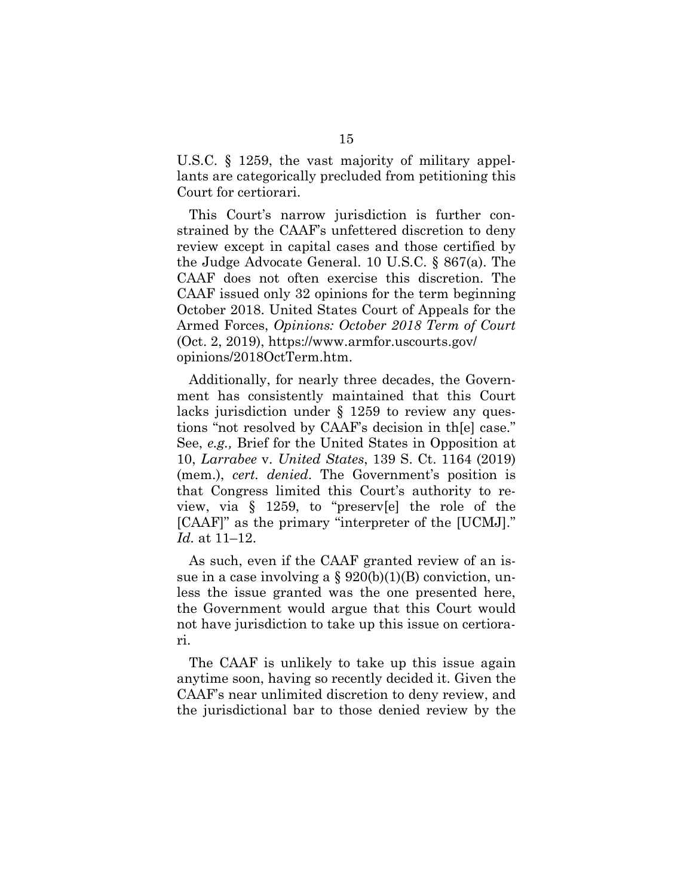U.S.C. § 1259, the vast majority of military appellants are categorically precluded from petitioning this Court for certiorari.

This Court's narrow jurisdiction is further constrained by the CAAF's unfettered discretion to deny review except in capital cases and those certified by the Judge Advocate General. 10 U.S.C. § 867(a). The CAAF does not often exercise this discretion. The CAAF issued only 32 opinions for the term beginning October 2018. United States Court of Appeals for the Armed Forces, *Opinions: October 2018 Term of Court* (Oct. 2, 2019), https://www.armfor.uscourts.gov/opinions/2018OctTerm.htm.

Additionally, for nearly three decades, the Government has consistently maintained that this Court lacks jurisdiction under § 1259 to review any questions "not resolved by CAAF's decision in th[e] case." See, *e.g.,* Brief for the United States in Opposition at 10, *Larrabee* v. *United States*, 139 S. Ct. 1164 (2019) (mem.), *cert. denied*. The Government's position is that Congress limited this Court's authority to review, via § 1259, to "preserv[e] the role of the [CAAF]" as the primary "interpreter of the [UCMJ]." *Id.* at 11–12.

As such, even if the CAAF granted review of an issue in a case involving a § 920(b)(1)(B) conviction, unless the issue granted was the one presented here, the Government would argue that this Court would not have jurisdiction to take up this issue on certiorari.

The CAAF is unlikely to take up this issue again anytime soon, having so recently decided it. Given the CAAF's near unlimited discretion to deny review, and the jurisdictional bar to those denied review by the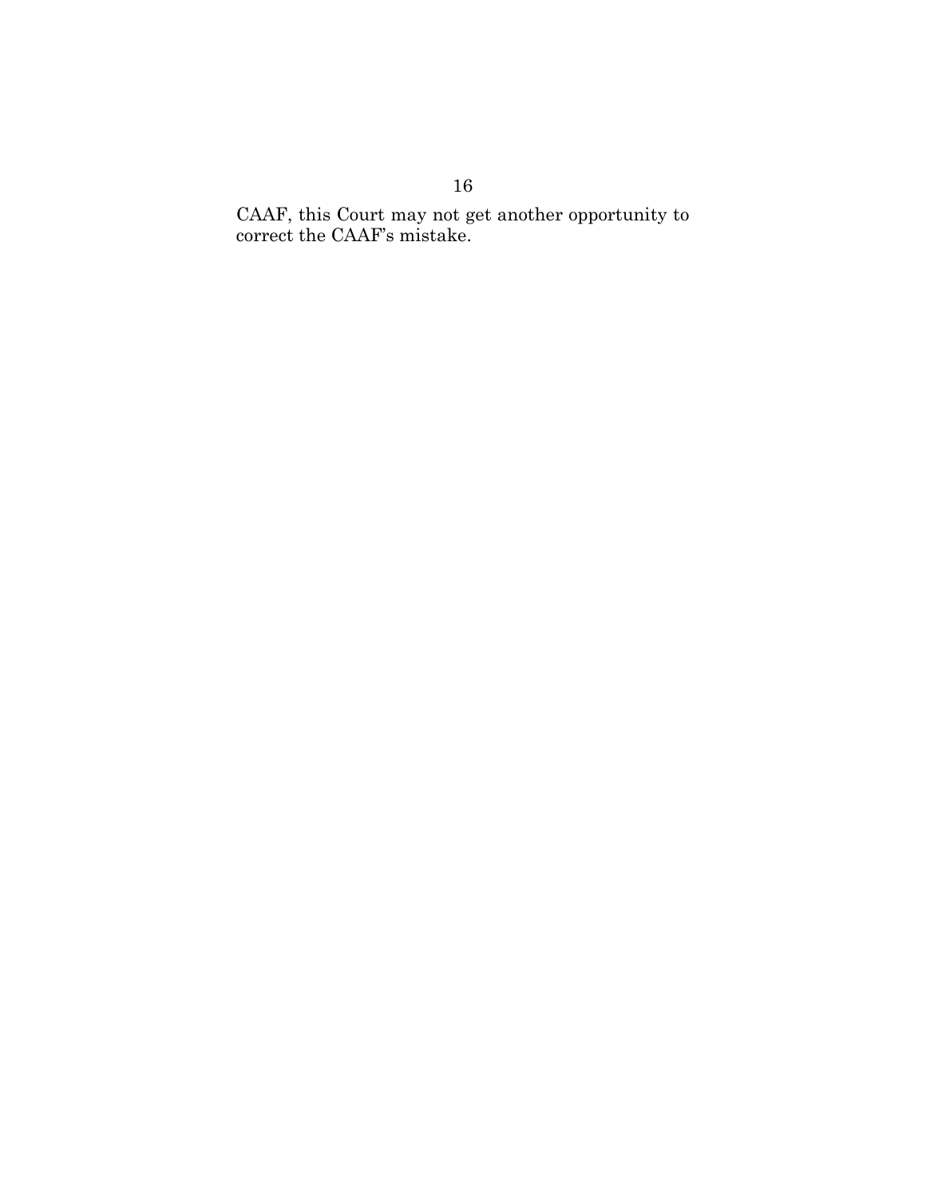CAAF, this Court may not get another opportunity to correct the CAAF's mistake.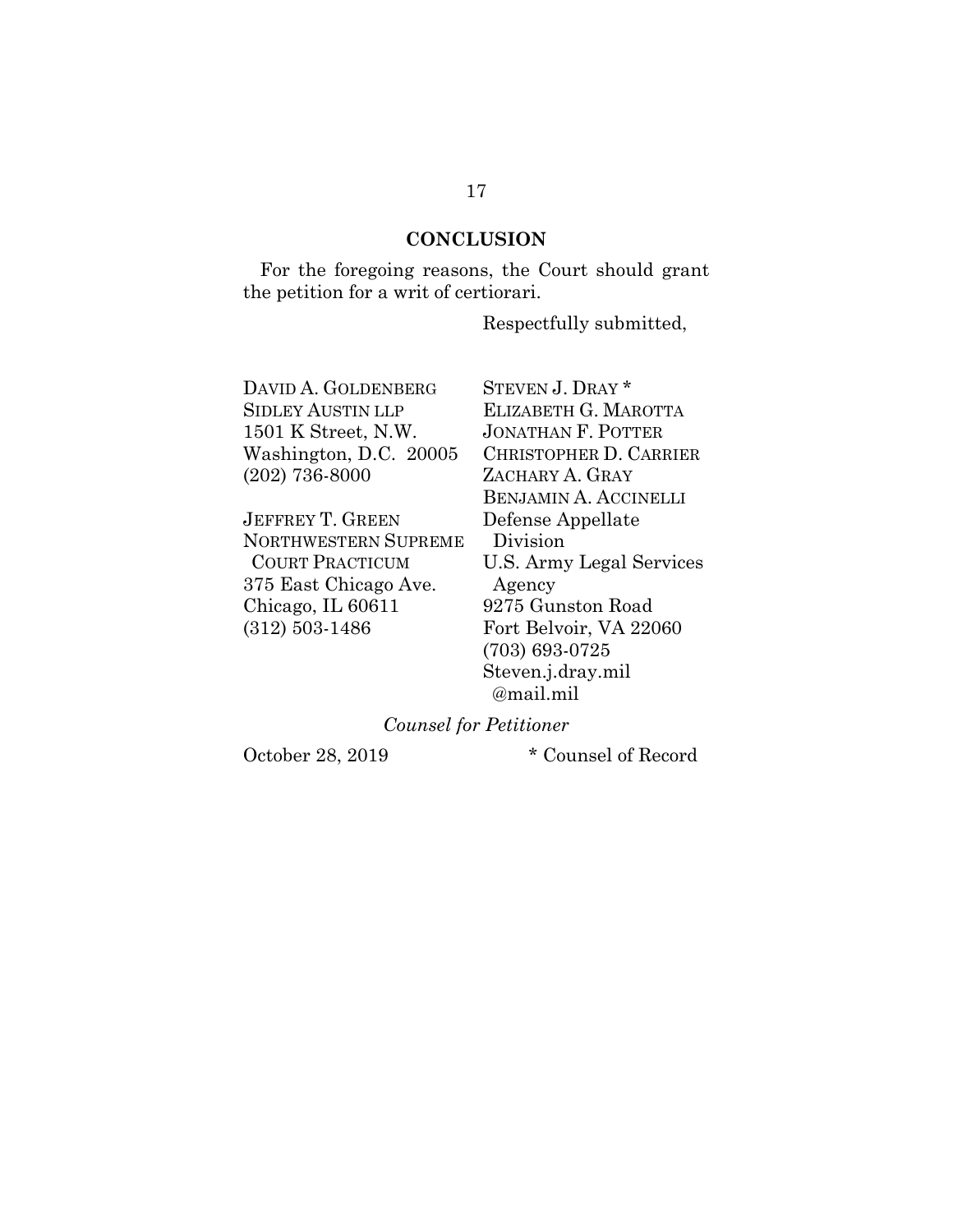## CONCLUSION

For the foregoing reasons, the Court should grant the petition for a writ of certiorari.

Respectfully submitted,

DAVID A. GOLDENBERG
SIDLEY AUSTIN LLP
1501 K Street, N.W.
Washington, D.C. 20005
(202) 736-8000

JEFFREY T. GREEN
NORTHWESTERN SUPREME COURT PRACTICUM
375 East Chicago Ave.
Chicago, IL 60611
(312) 503-1486

STEVEN J. DRAY *
ELIZABETH G. MAROTTA
JONATHAN F. POTTER
CHRISTOPHER D. CARRIER
ZACHARY A. GRAY
BENJAMIN A. ACCINELLI
Defense Appellate Division
U.S. Army Legal Services Agency
9275 Gunston Road
Fort Belvoir, VA 22060
(703) 693-0725
Steven.j.dray.mil@mail.mil

*Counsel for Petitioner*

October 28, 2019

\* Counsel of Record